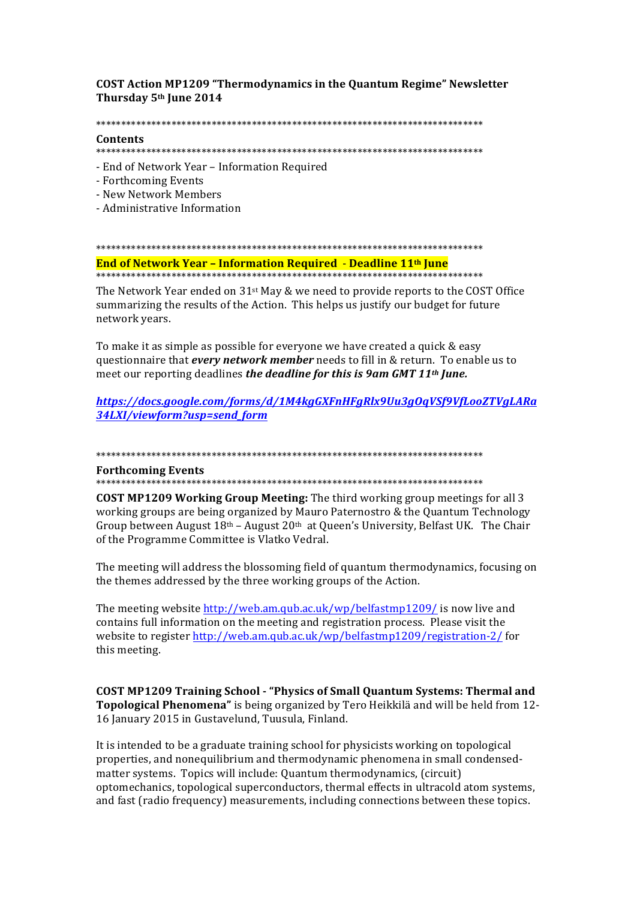**COST Action MP1209 "Thermodynamics in the Quantum Regime" Newsletter Thursday 5th June 2014**

*******************************************************************************

**Contents**

*******************************************************************************

- End of Network Year – Information Required
- Forthcoming Events
- New Network Members
- Administrative Information

*******************************************************************************

**End of Network Year – Information Required - Deadline 11th June**

*******************************************************************************

The Network Year ended on 31st May & we need to provide reports to the COST Office summarizing the results of the Action. This helps us justify our budget for future network years.

To make it as simple as possible for everyone we have created a quick & easy questionnaire that ***every network member*** needs to fill in & return. To enable us to meet our reporting deadlines ***the deadline for this is 9am GMT 11th June.***

***https://docs.google.com/forms/d/1M4kgGXFnHFgRlx9Uu3gOqVSf9VfLooZTVgLARa34LXI/viewform?usp=send_form***

*******************************************************************************

**Forthcoming Events**

*******************************************************************************

**COST MP1209 Working Group Meeting:** The third working group meetings for all 3 working groups are being organized by Mauro Paternostro & the Quantum Technology Group between August 18th – August 20th at Queen's University, Belfast UK. The Chair of the Programme Committee is Vlatko Vedral.

The meeting will address the blossoming field of quantum thermodynamics, focusing on the themes addressed by the three working groups of the Action.

The meeting website http://web.am.qub.ac.uk/wp/belfastmp1209/ is now live and contains full information on the meeting and registration process. Please visit the website to register http://web.am.qub.ac.uk/wp/belfastmp1209/registration-2/ for this meeting.

**COST MP1209 Training School - "Physics of Small Quantum Systems: Thermal and Topological Phenomena"** is being organized by Tero Heikkilä and will be held from 12-16 January 2015 in Gustavelund, Tuusula, Finland.

It is intended to be a graduate training school for physicists working on topological properties, and nonequilibrium and thermodynamic phenomena in small condensed-matter systems. Topics will include: Quantum thermodynamics, (circuit) optomechanics, topological superconductors, thermal effects in ultracold atom systems, and fast (radio frequency) measurements, including connections between these topics.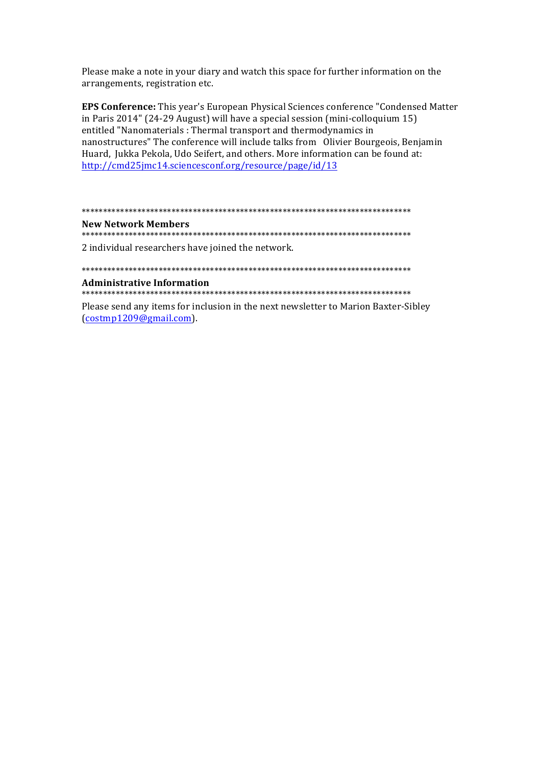Please make a note in your diary and watch this space for further information on the arrangements, registration etc.

**EPS Conference:** This year's European Physical Sciences conference "Condensed Matter in Paris 2014" (24-29 August) will have a special session (mini-colloquium 15) entitled "Nanomaterials : Thermal transport and thermodynamics in nanostructures" The conference will include talks from Olivier Bourgeois, Benjamin Huard, Jukka Pekola, Udo Seifert, and others. More information can be found at: http://cmd25jmc14.sciencesconf.org/resource/page/id/13

*******************************************************************************

**New Network Members**

*******************************************************************************

2 individual researchers have joined the network.

*******************************************************************************

**Administrative Information**

*******************************************************************************

Please send any items for inclusion in the next newsletter to Marion Baxter-Sibley (costmp1209@gmail.com).